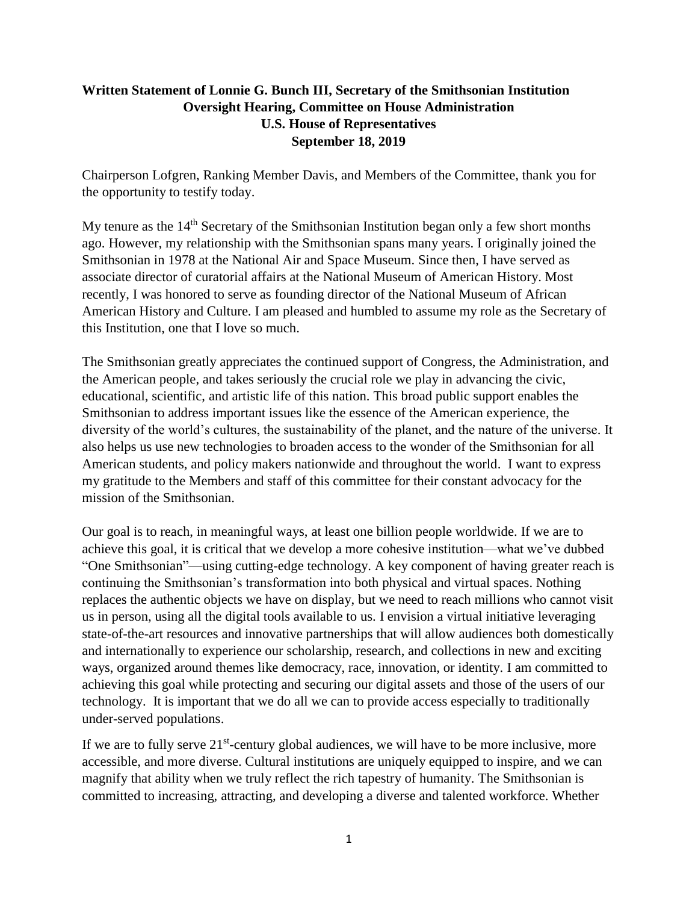**Written Statement of Lonnie G. Bunch III, Secretary of the Smithsonian Institution**
**Oversight Hearing, Committee on House Administration**
**U.S. House of Representatives**
**September 18, 2019**

Chairperson Lofgren, Ranking Member Davis, and Members of the Committee, thank you for the opportunity to testify today.

My tenure as the 14th Secretary of the Smithsonian Institution began only a few short months ago. However, my relationship with the Smithsonian spans many years. I originally joined the Smithsonian in 1978 at the National Air and Space Museum. Since then, I have served as associate director of curatorial affairs at the National Museum of American History. Most recently, I was honored to serve as founding director of the National Museum of African American History and Culture. I am pleased and humbled to assume my role as the Secretary of this Institution, one that I love so much.

The Smithsonian greatly appreciates the continued support of Congress, the Administration, and the American people, and takes seriously the crucial role we play in advancing the civic, educational, scientific, and artistic life of this nation. This broad public support enables the Smithsonian to address important issues like the essence of the American experience, the diversity of the world's cultures, the sustainability of the planet, and the nature of the universe. It also helps us use new technologies to broaden access to the wonder of the Smithsonian for all American students, and policy makers nationwide and throughout the world. I want to express my gratitude to the Members and staff of this committee for their constant advocacy for the mission of the Smithsonian.

Our goal is to reach, in meaningful ways, at least one billion people worldwide. If we are to achieve this goal, it is critical that we develop a more cohesive institution—what we've dubbed "One Smithsonian"—using cutting-edge technology. A key component of having greater reach is continuing the Smithsonian's transformation into both physical and virtual spaces. Nothing replaces the authentic objects we have on display, but we need to reach millions who cannot visit us in person, using all the digital tools available to us. I envision a virtual initiative leveraging state-of-the-art resources and innovative partnerships that will allow audiences both domestically and internationally to experience our scholarship, research, and collections in new and exciting ways, organized around themes like democracy, race, innovation, or identity. I am committed to achieving this goal while protecting and securing our digital assets and those of the users of our technology. It is important that we do all we can to provide access especially to traditionally under-served populations.

If we are to fully serve 21st-century global audiences, we will have to be more inclusive, more accessible, and more diverse. Cultural institutions are uniquely equipped to inspire, and we can magnify that ability when we truly reflect the rich tapestry of humanity. The Smithsonian is committed to increasing, attracting, and developing a diverse and talented workforce. Whether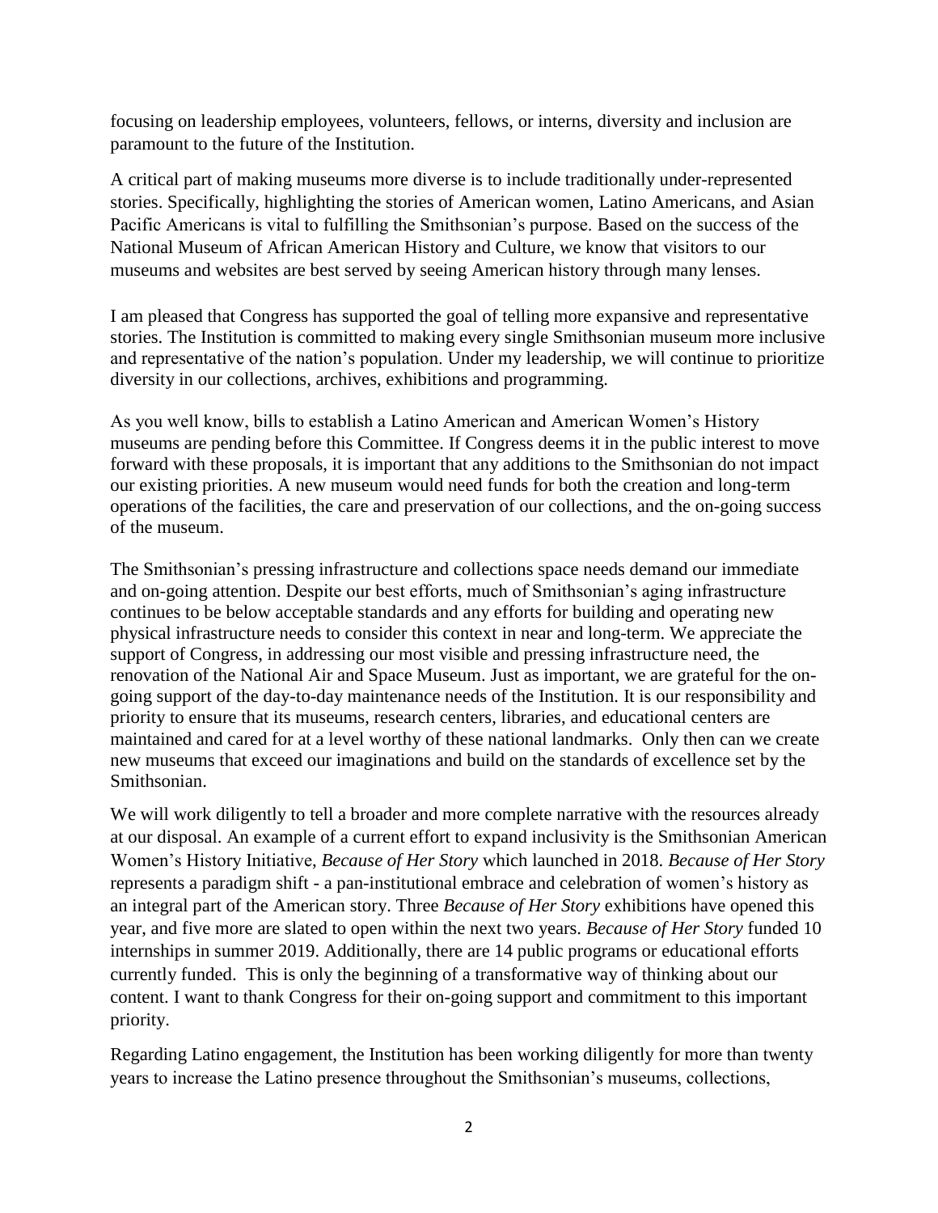focusing on leadership employees, volunteers, fellows, or interns, diversity and inclusion are paramount to the future of the Institution.

A critical part of making museums more diverse is to include traditionally under-represented stories. Specifically, highlighting the stories of American women, Latino Americans, and Asian Pacific Americans is vital to fulfilling the Smithsonian's purpose. Based on the success of the National Museum of African American History and Culture, we know that visitors to our museums and websites are best served by seeing American history through many lenses.

I am pleased that Congress has supported the goal of telling more expansive and representative stories. The Institution is committed to making every single Smithsonian museum more inclusive and representative of the nation's population. Under my leadership, we will continue to prioritize diversity in our collections, archives, exhibitions and programming.

As you well know, bills to establish a Latino American and American Women's History museums are pending before this Committee. If Congress deems it in the public interest to move forward with these proposals, it is important that any additions to the Smithsonian do not impact our existing priorities. A new museum would need funds for both the creation and long-term operations of the facilities, the care and preservation of our collections, and the on-going success of the museum.

The Smithsonian's pressing infrastructure and collections space needs demand our immediate and on-going attention. Despite our best efforts, much of Smithsonian's aging infrastructure continues to be below acceptable standards and any efforts for building and operating new physical infrastructure needs to consider this context in near and long-term. We appreciate the support of Congress, in addressing our most visible and pressing infrastructure need, the renovation of the National Air and Space Museum. Just as important, we are grateful for the on-going support of the day-to-day maintenance needs of the Institution. It is our responsibility and priority to ensure that its museums, research centers, libraries, and educational centers are maintained and cared for at a level worthy of these national landmarks. Only then can we create new museums that exceed our imaginations and build on the standards of excellence set by the Smithsonian.

We will work diligently to tell a broader and more complete narrative with the resources already at our disposal. An example of a current effort to expand inclusivity is the Smithsonian American Women's History Initiative, *Because of Her Story* which launched in 2018. *Because of Her Story* represents a paradigm shift - a pan-institutional embrace and celebration of women's history as an integral part of the American story. Three *Because of Her Story* exhibitions have opened this year, and five more are slated to open within the next two years. *Because of Her Story* funded 10 internships in summer 2019. Additionally, there are 14 public programs or educational efforts currently funded. This is only the beginning of a transformative way of thinking about our content. I want to thank Congress for their on-going support and commitment to this important priority.

Regarding Latino engagement, the Institution has been working diligently for more than twenty years to increase the Latino presence throughout the Smithsonian's museums, collections,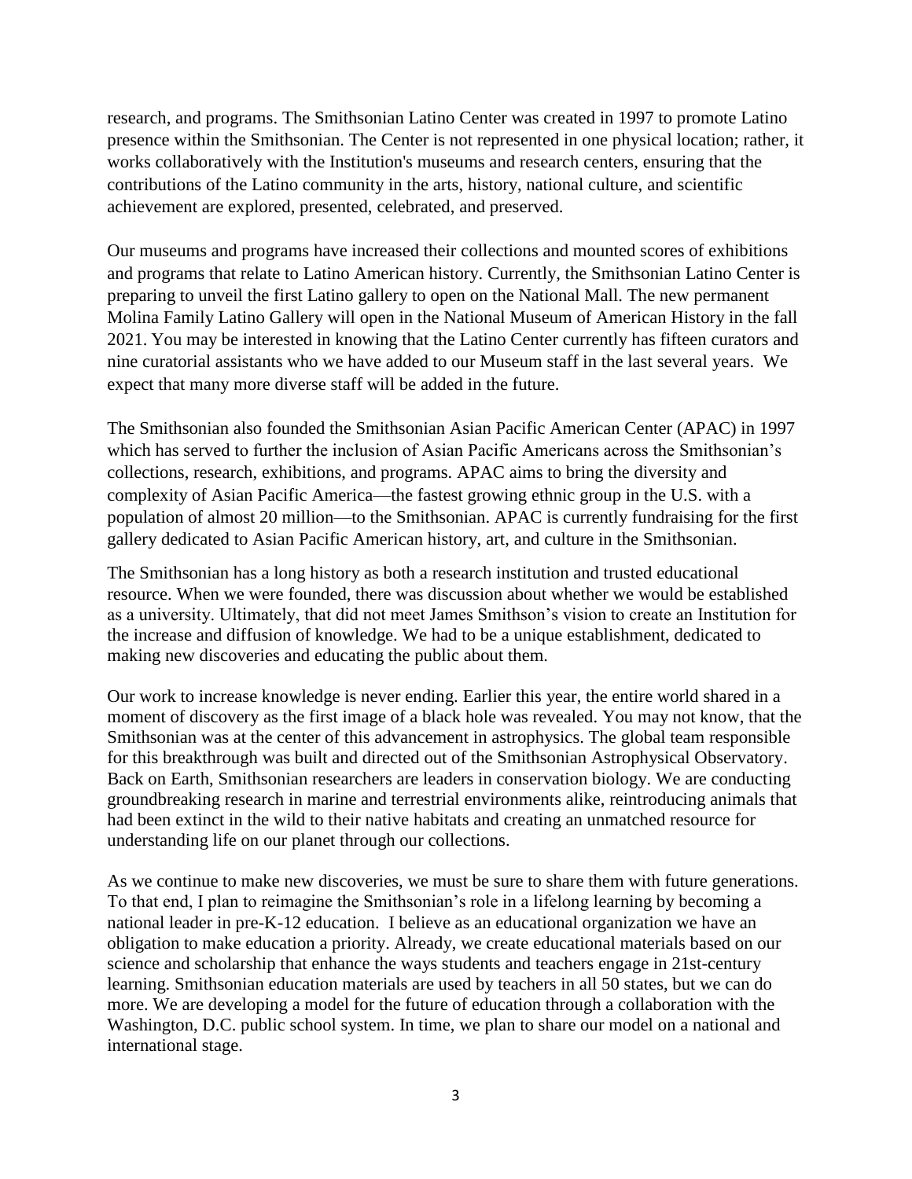research, and programs. The Smithsonian Latino Center was created in 1997 to promote Latino presence within the Smithsonian. The Center is not represented in one physical location; rather, it works collaboratively with the Institution's museums and research centers, ensuring that the contributions of the Latino community in the arts, history, national culture, and scientific achievement are explored, presented, celebrated, and preserved.

Our museums and programs have increased their collections and mounted scores of exhibitions and programs that relate to Latino American history. Currently, the Smithsonian Latino Center is preparing to unveil the first Latino gallery to open on the National Mall. The new permanent Molina Family Latino Gallery will open in the National Museum of American History in the fall 2021. You may be interested in knowing that the Latino Center currently has fifteen curators and nine curatorial assistants who we have added to our Museum staff in the last several years. We expect that many more diverse staff will be added in the future.

The Smithsonian also founded the Smithsonian Asian Pacific American Center (APAC) in 1997 which has served to further the inclusion of Asian Pacific Americans across the Smithsonian's collections, research, exhibitions, and programs. APAC aims to bring the diversity and complexity of Asian Pacific America—the fastest growing ethnic group in the U.S. with a population of almost 20 million—to the Smithsonian. APAC is currently fundraising for the first gallery dedicated to Asian Pacific American history, art, and culture in the Smithsonian.

The Smithsonian has a long history as both a research institution and trusted educational resource. When we were founded, there was discussion about whether we would be established as a university. Ultimately, that did not meet James Smithson's vision to create an Institution for the increase and diffusion of knowledge. We had to be a unique establishment, dedicated to making new discoveries and educating the public about them.

Our work to increase knowledge is never ending. Earlier this year, the entire world shared in a moment of discovery as the first image of a black hole was revealed. You may not know, that the Smithsonian was at the center of this advancement in astrophysics. The global team responsible for this breakthrough was built and directed out of the Smithsonian Astrophysical Observatory. Back on Earth, Smithsonian researchers are leaders in conservation biology. We are conducting groundbreaking research in marine and terrestrial environments alike, reintroducing animals that had been extinct in the wild to their native habitats and creating an unmatched resource for understanding life on our planet through our collections.

As we continue to make new discoveries, we must be sure to share them with future generations. To that end, I plan to reimagine the Smithsonian's role in a lifelong learning by becoming a national leader in pre-K-12 education. I believe as an educational organization we have an obligation to make education a priority. Already, we create educational materials based on our science and scholarship that enhance the ways students and teachers engage in 21st-century learning. Smithsonian education materials are used by teachers in all 50 states, but we can do more. We are developing a model for the future of education through a collaboration with the Washington, D.C. public school system. In time, we plan to share our model on a national and international stage.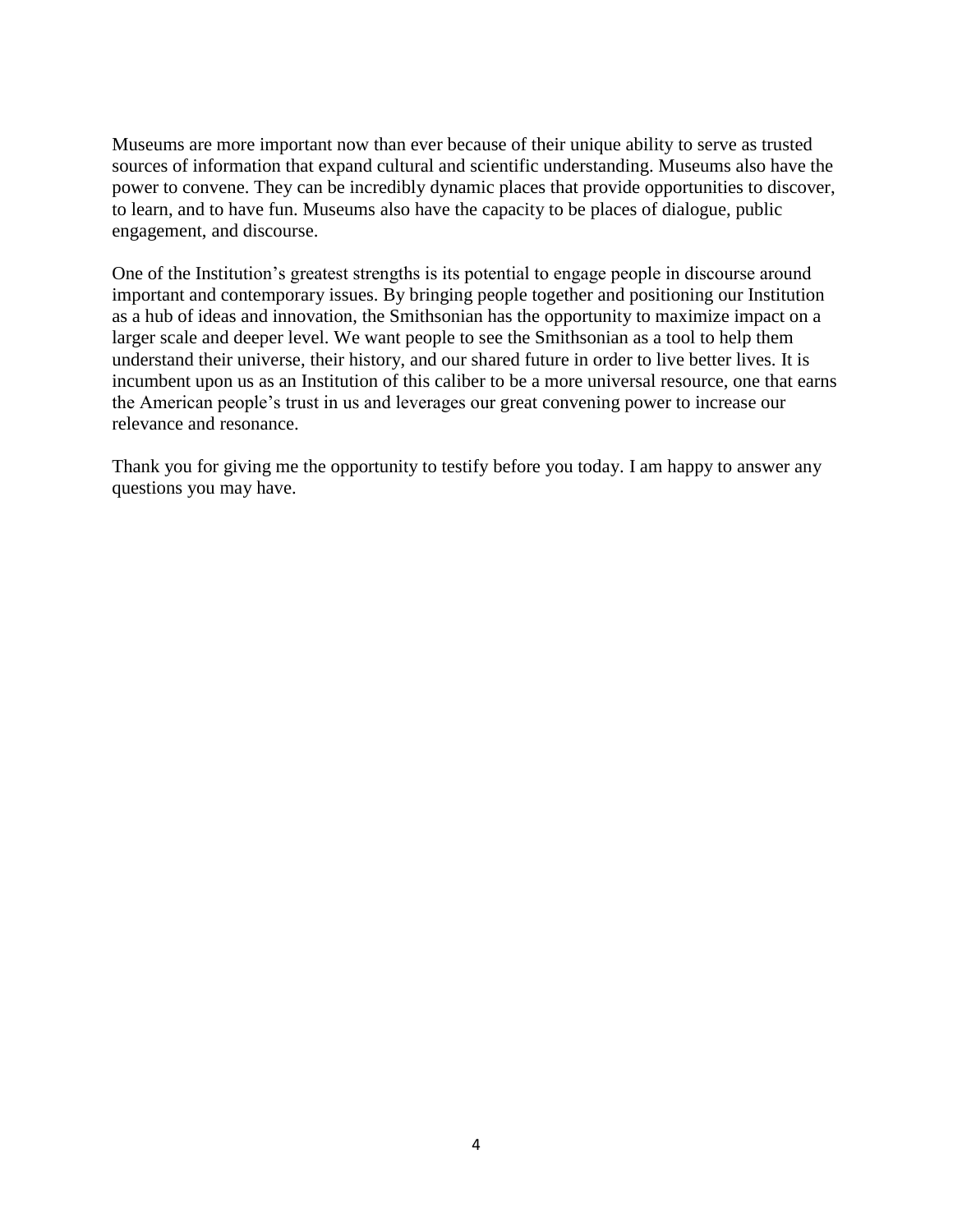Museums are more important now than ever because of their unique ability to serve as trusted sources of information that expand cultural and scientific understanding. Museums also have the power to convene. They can be incredibly dynamic places that provide opportunities to discover, to learn, and to have fun. Museums also have the capacity to be places of dialogue, public engagement, and discourse.

One of the Institution's greatest strengths is its potential to engage people in discourse around important and contemporary issues. By bringing people together and positioning our Institution as a hub of ideas and innovation, the Smithsonian has the opportunity to maximize impact on a larger scale and deeper level. We want people to see the Smithsonian as a tool to help them understand their universe, their history, and our shared future in order to live better lives. It is incumbent upon us as an Institution of this caliber to be a more universal resource, one that earns the American people's trust in us and leverages our great convening power to increase our relevance and resonance.

Thank you for giving me the opportunity to testify before you today. I am happy to answer any questions you may have.